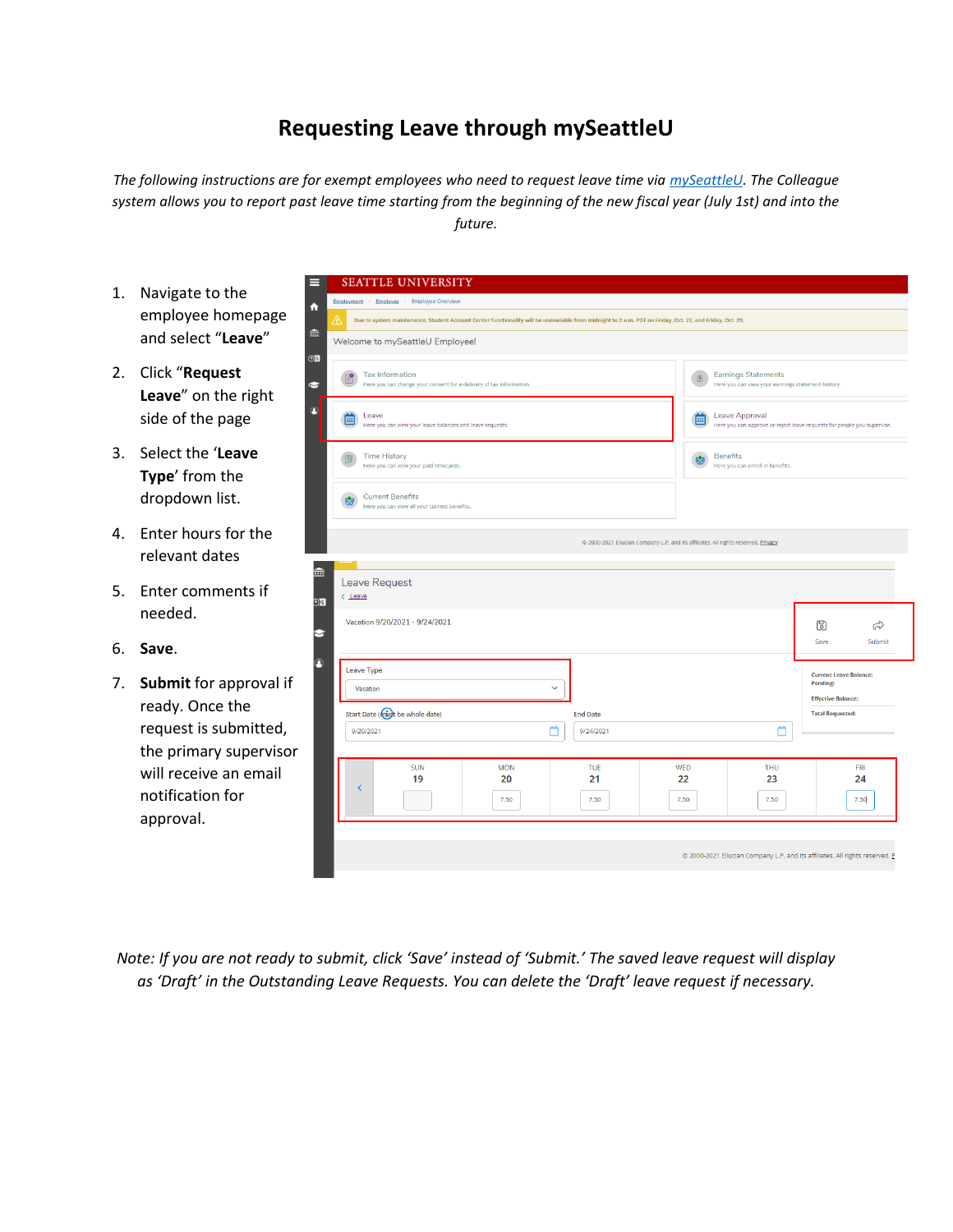# Requesting Leave through mySeattleU

*The following instructions are for exempt employees who need to request leave time via [mySeattleU](mySeattleU). The Colleague system allows you to report past leave time starting from the beginning of the new fiscal year (July 1st) and into the future.*

1. Navigate to the employee homepage and select "**Leave**"
2. Click "**Request Leave**" on the right side of the page
3. Select the '**Leave Type**' from the dropdown list.
4. Enter hours for the relevant dates
5. Enter comments if needed.
6. **Save**.
7. **Submit** for approval if ready. Once the request is submitted, the primary supervisor will receive an email notification for approval.

*Note: If you are not ready to submit, click 'Save' instead of 'Submit.' The saved leave request will display as 'Draft' in the Outstanding Leave Requests. You can delete the 'Draft' leave request if necessary.*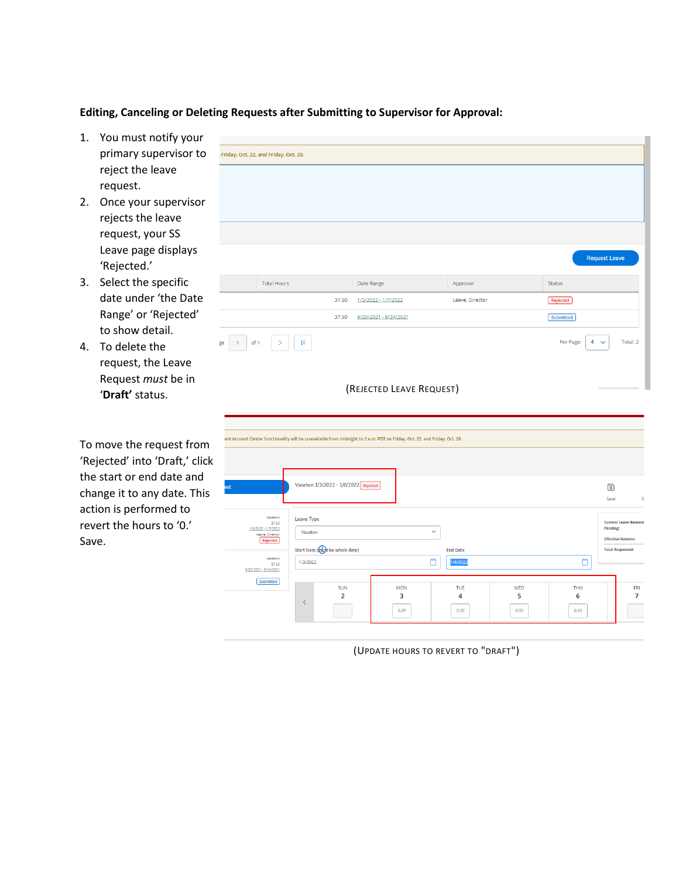**Editing, Canceling or Deleting Requests after Submitting to Supervisor for Approval:**

1. You must notify your primary supervisor to reject the leave request.
2. Once your supervisor rejects the leave request, your SS Leave page displays 'Rejected.'
3. Select the specific date under 'the Date Range' or 'Rejected' to show detail.
4. To delete the request, the Leave Request *must* be in '**Draft'** status.

(Rejected Leave Request)

To move the request from 'Rejected' into 'Draft,' click the start or end date and change it to any date. This action is performed to revert the hours to '0.' Save.

(Update hours to revert to "Draft")